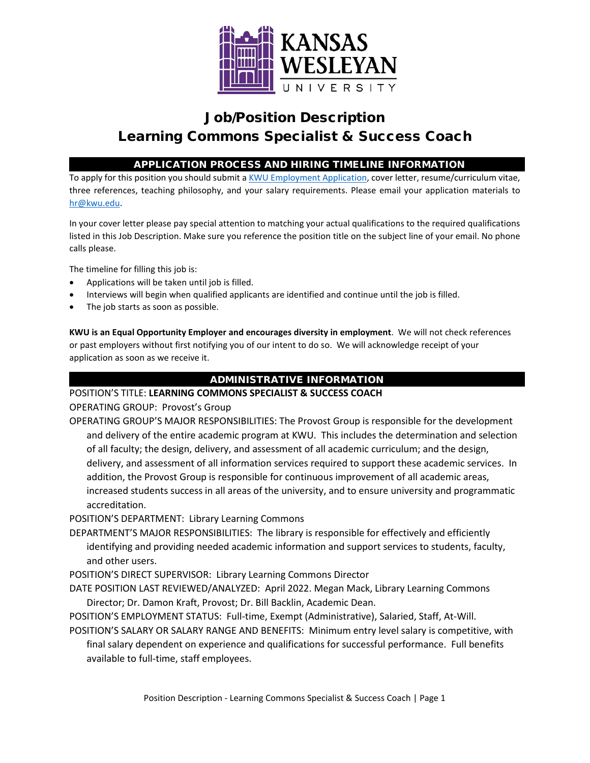# Job/Position Description
# Learning Commons Specialist & Success Coach

## APPLICATION PROCESS AND HIRING TIMELINE INFORMATION

To apply for this position you should submit a KWU Employment Application, cover letter, resume/curriculum vitae, three references, teaching philosophy, and your salary requirements. Please email your application materials to hr@kwu.edu.

In your cover letter please pay special attention to matching your actual qualifications to the required qualifications listed in this Job Description. Make sure you reference the position title on the subject line of your email. No phone calls please.

The timeline for filling this job is:

- Applications will be taken until job is filled.
- Interviews will begin when qualified applicants are identified and continue until the job is filled.
- The job starts as soon as possible.

**KWU is an Equal Opportunity Employer and encourages diversity in employment**. We will not check references or past employers without first notifying you of our intent to do so. We will acknowledge receipt of your application as soon as we receive it.

## ADMINISTRATIVE INFORMATION

POSITION'S TITLE: **LEARNING COMMONS SPECIALIST & SUCCESS COACH**

OPERATING GROUP: Provost's Group

OPERATING GROUP'S MAJOR RESPONSIBILITIES: The Provost Group is responsible for the development and delivery of the entire academic program at KWU. This includes the determination and selection of all faculty; the design, delivery, and assessment of all academic curriculum; and the design, delivery, and assessment of all information services required to support these academic services. In addition, the Provost Group is responsible for continuous improvement of all academic areas, increased students success in all areas of the university, and to ensure university and programmatic accreditation.

POSITION'S DEPARTMENT: Library Learning Commons

DEPARTMENT'S MAJOR RESPONSIBILITIES: The library is responsible for effectively and efficiently identifying and providing needed academic information and support services to students, faculty, and other users.

POSITION'S DIRECT SUPERVISOR: Library Learning Commons Director

DATE POSITION LAST REVIEWED/ANALYZED: April 2022. Megan Mack, Library Learning Commons Director; Dr. Damon Kraft, Provost; Dr. Bill Backlin, Academic Dean.

POSITION'S EMPLOYMENT STATUS: Full-time, Exempt (Administrative), Salaried, Staff, At-Will.

POSITION'S SALARY OR SALARY RANGE AND BENEFITS: Minimum entry level salary is competitive, with final salary dependent on experience and qualifications for successful performance. Full benefits available to full-time, staff employees.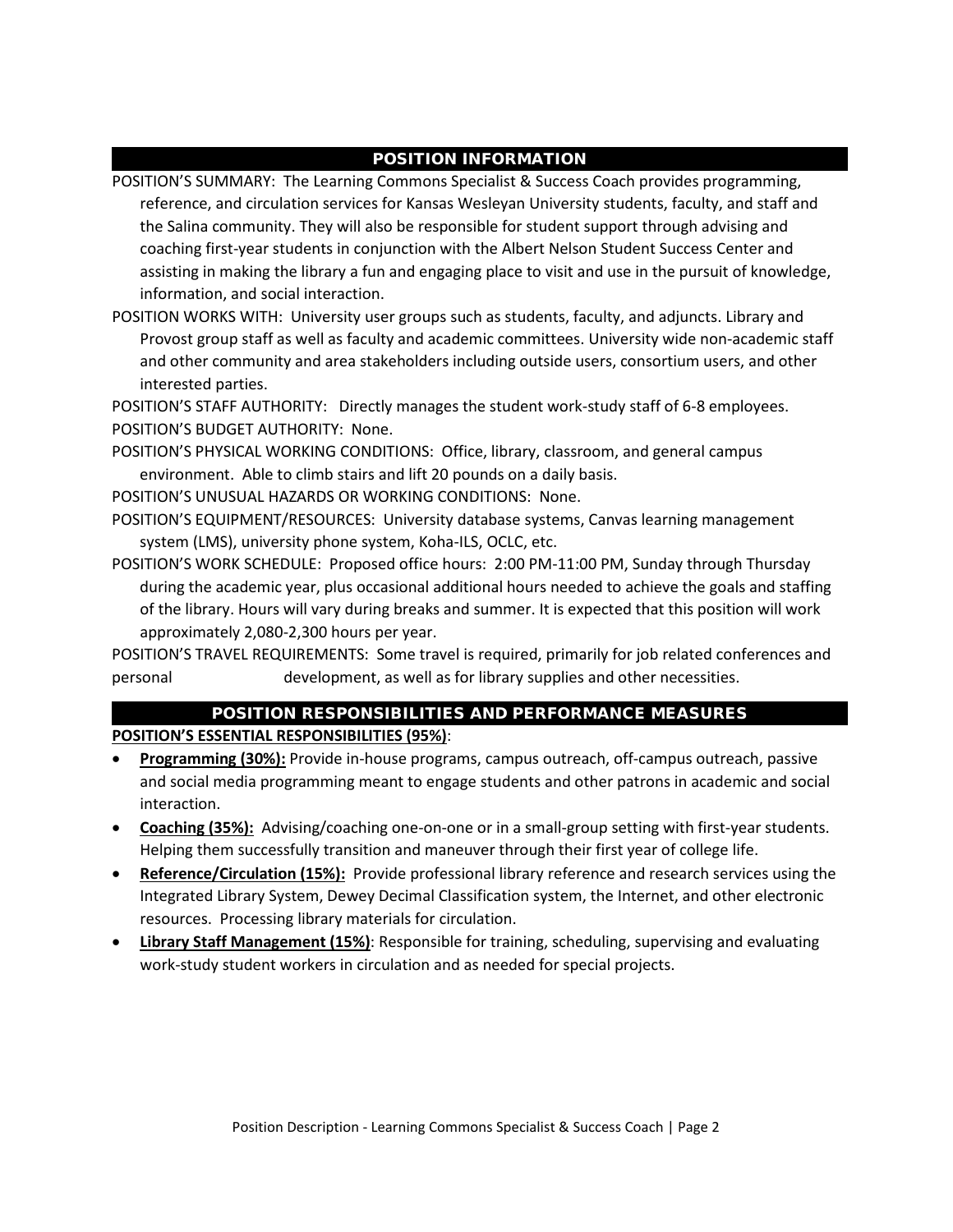## POSITION INFORMATION

POSITION'S SUMMARY: The Learning Commons Specialist & Success Coach provides programming, reference, and circulation services for Kansas Wesleyan University students, faculty, and staff and the Salina community. They will also be responsible for student support through advising and coaching first-year students in conjunction with the Albert Nelson Student Success Center and assisting in making the library a fun and engaging place to visit and use in the pursuit of knowledge, information, and social interaction.

POSITION WORKS WITH: University user groups such as students, faculty, and adjuncts. Library and Provost group staff as well as faculty and academic committees. University wide non-academic staff and other community and area stakeholders including outside users, consortium users, and other interested parties.

POSITION'S STAFF AUTHORITY: Directly manages the student work-study staff of 6-8 employees.

POSITION'S BUDGET AUTHORITY: None.

POSITION'S PHYSICAL WORKING CONDITIONS: Office, library, classroom, and general campus environment. Able to climb stairs and lift 20 pounds on a daily basis.

POSITION'S UNUSUAL HAZARDS OR WORKING CONDITIONS: None.

POSITION'S EQUIPMENT/RESOURCES: University database systems, Canvas learning management system (LMS), university phone system, Koha-ILS, OCLC, etc.

POSITION'S WORK SCHEDULE: Proposed office hours: 2:00 PM-11:00 PM, Sunday through Thursday during the academic year, plus occasional additional hours needed to achieve the goals and staffing of the library. Hours will vary during breaks and summer. It is expected that this position will work approximately 2,080-2,300 hours per year.

POSITION'S TRAVEL REQUIREMENTS: Some travel is required, primarily for job related conferences and personal development, as well as for library supplies and other necessities.

## POSITION RESPONSIBILITIES AND PERFORMANCE MEASURES

**POSITION'S ESSENTIAL RESPONSIBILITIES (95%)**:

- **Programming (30%):** Provide in-house programs, campus outreach, off-campus outreach, passive and social media programming meant to engage students and other patrons in academic and social interaction.
- **Coaching (35%):** Advising/coaching one-on-one or in a small-group setting with first-year students. Helping them successfully transition and maneuver through their first year of college life.
- **Reference/Circulation (15%):** Provide professional library reference and research services using the Integrated Library System, Dewey Decimal Classification system, the Internet, and other electronic resources. Processing library materials for circulation.
- **Library Staff Management (15%)**: Responsible for training, scheduling, supervising and evaluating work-study student workers in circulation and as needed for special projects.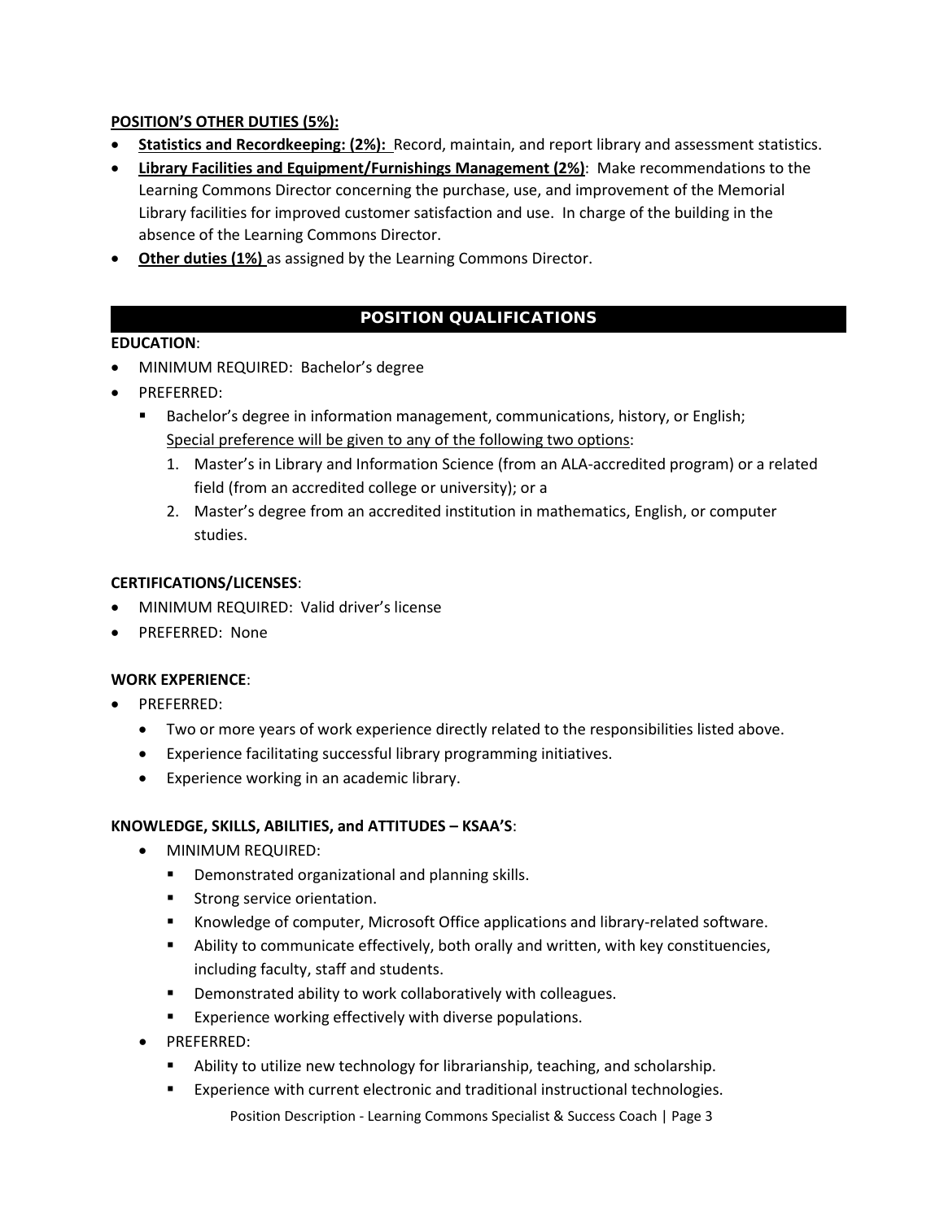**<u>POSITION'S OTHER DUTIES (5%):</u>**

- **<u>Statistics and Recordkeeping: (2%):</u>** Record, maintain, and report library and assessment statistics.
- **<u>Library Facilities and Equipment/Furnishings Management (2%)</u>**: Make recommendations to the Learning Commons Director concerning the purchase, use, and improvement of the Memorial Library facilities for improved customer satisfaction and use. In charge of the building in the absence of the Learning Commons Director.
- **<u>Other duties (1%)</u>** as assigned by the Learning Commons Director.

## POSITION QUALIFICATIONS

**EDUCATION**:

- MINIMUM REQUIRED: Bachelor's degree
- PREFERRED:
  - Bachelor's degree in information management, communications, history, or English; <u>Special preference will be given to any of the following two options</u>:
    1. Master's in Library and Information Science (from an ALA-accredited program) or a related field (from an accredited college or university); or a
    2. Master's degree from an accredited institution in mathematics, English, or computer studies.

**CERTIFICATIONS/LICENSES**:

- MINIMUM REQUIRED: Valid driver's license
- PREFERRED: None

**WORK EXPERIENCE**:

- PREFERRED:
  - Two or more years of work experience directly related to the responsibilities listed above.
  - Experience facilitating successful library programming initiatives.
  - Experience working in an academic library.

**KNOWLEDGE, SKILLS, ABILITIES, and ATTITUDES – KSAA'S**:

- MINIMUM REQUIRED:
  - Demonstrated organizational and planning skills.
  - Strong service orientation.
  - Knowledge of computer, Microsoft Office applications and library-related software.
  - Ability to communicate effectively, both orally and written, with key constituencies, including faculty, staff and students.
  - Demonstrated ability to work collaboratively with colleagues.
  - Experience working effectively with diverse populations.
- PREFERRED:
  - Ability to utilize new technology for librarianship, teaching, and scholarship.
  - Experience with current electronic and traditional instructional technologies.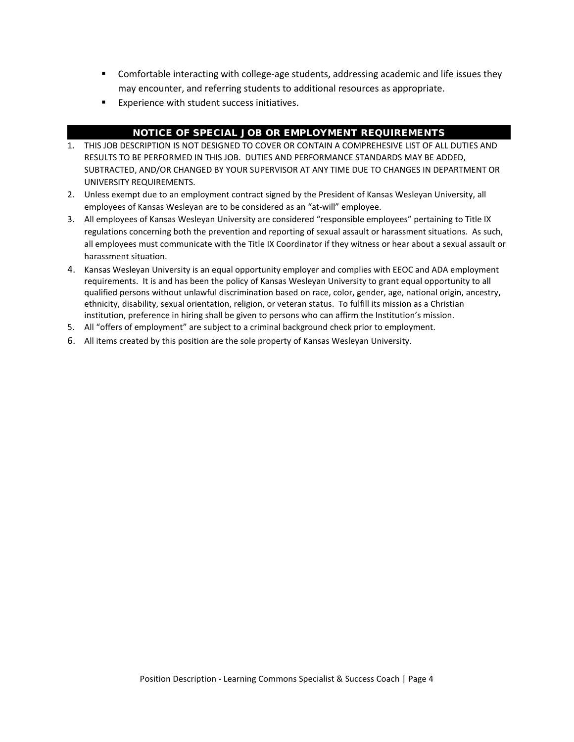- Comfortable interacting with college-age students, addressing academic and life issues they may encounter, and referring students to additional resources as appropriate.
- Experience with student success initiatives.

## NOTICE OF SPECIAL JOB OR EMPLOYMENT REQUIREMENTS

1. THIS JOB DESCRIPTION IS NOT DESIGNED TO COVER OR CONTAIN A COMPREHESIVE LIST OF ALL DUTIES AND RESULTS TO BE PERFORMED IN THIS JOB. DUTIES AND PERFORMANCE STANDARDS MAY BE ADDED, SUBTRACTED, AND/OR CHANGED BY YOUR SUPERVISOR AT ANY TIME DUE TO CHANGES IN DEPARTMENT OR UNIVERSITY REQUIREMENTS.
2. Unless exempt due to an employment contract signed by the President of Kansas Wesleyan University, all employees of Kansas Wesleyan are to be considered as an "at-will" employee.
3. All employees of Kansas Wesleyan University are considered "responsible employees" pertaining to Title IX regulations concerning both the prevention and reporting of sexual assault or harassment situations. As such, all employees must communicate with the Title IX Coordinator if they witness or hear about a sexual assault or harassment situation.
4. Kansas Wesleyan University is an equal opportunity employer and complies with EEOC and ADA employment requirements. It is and has been the policy of Kansas Wesleyan University to grant equal opportunity to all qualified persons without unlawful discrimination based on race, color, gender, age, national origin, ancestry, ethnicity, disability, sexual orientation, religion, or veteran status. To fulfill its mission as a Christian institution, preference in hiring shall be given to persons who can affirm the Institution's mission.
5. All "offers of employment" are subject to a criminal background check prior to employment.
6. All items created by this position are the sole property of Kansas Wesleyan University.